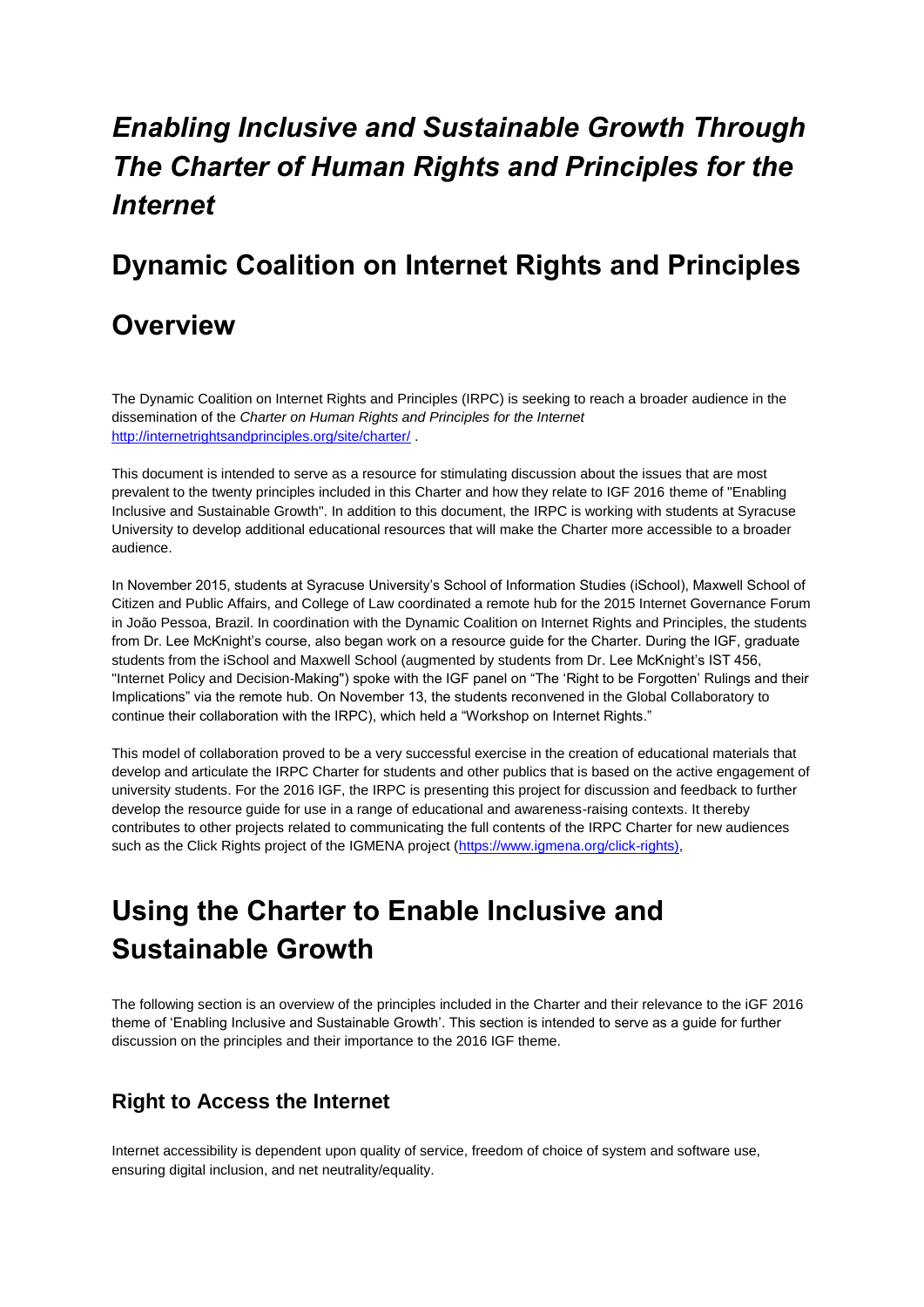# *Enabling Inclusive and Sustainable Growth Through The Charter of Human Rights and Principles for the Internet*

## Dynamic Coalition on Internet Rights and Principles

## Overview

The Dynamic Coalition on Internet Rights and Principles (IRPC) is seeking to reach a broader audience in the dissemination of the *Charter on Human Rights and Principles for the Internet* [http://internetrightsandprinciples.org/site/charter/](http://internetrightsandprinciples.org/site/charter/) .

This document is intended to serve as a resource for stimulating discussion about the issues that are most prevalent to the twenty principles included in this Charter and how they relate to IGF 2016 theme of "Enabling Inclusive and Sustainable Growth". In addition to this document, the IRPC is working with students at Syracuse University to develop additional educational resources that will make the Charter more accessible to a broader audience.

In November 2015, students at Syracuse University's School of Information Studies (iSchool), Maxwell School of Citizen and Public Affairs, and College of Law coordinated a remote hub for the 2015 Internet Governance Forum in João Pessoa, Brazil. In coordination with the Dynamic Coalition on Internet Rights and Principles, the students from Dr. Lee McKnight's course, also began work on a resource guide for the Charter. During the IGF, graduate students from the iSchool and Maxwell School (augmented by students from Dr. Lee McKnight's IST 456, "Internet Policy and Decision-Making") spoke with the IGF panel on "The 'Right to be Forgotten' Rulings and their Implications" via the remote hub. On November 13, the students reconvened in the Global Collaboratory to continue their collaboration with the IRPC), which held a "Workshop on Internet Rights."

This model of collaboration proved to be a very successful exercise in the creation of educational materials that develop and articulate the IRPC Charter for students and other publics that is based on the active engagement of university students. For the 2016 IGF, the IRPC is presenting this project for discussion and feedback to further develop the resource guide for use in a range of educational and awareness-raising contexts. It thereby contributes to other projects related to communicating the full contents of the IRPC Charter for new audiences such as the Click Rights project of the IGMENA project ([https://www.igmena.org/click-rights](https://www.igmena.org/click-rights)),

# Using the Charter to Enable Inclusive and Sustainable Growth

The following section is an overview of the principles included in the Charter and their relevance to the iGF 2016 theme of 'Enabling Inclusive and Sustainable Growth'. This section is intended to serve as a guide for further discussion on the principles and their importance to the 2016 IGF theme.

### Right to Access the Internet

Internet accessibility is dependent upon quality of service, freedom of choice of system and software use, ensuring digital inclusion, and net neutrality/equality.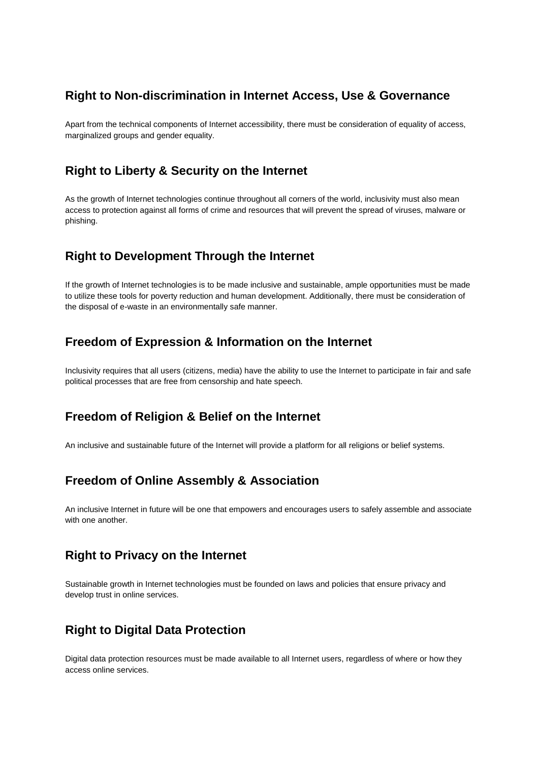## Right to Non-discrimination in Internet Access, Use & Governance

Apart from the technical components of Internet accessibility, there must be consideration of equality of access, marginalized groups and gender equality.

## Right to Liberty & Security on the Internet

As the growth of Internet technologies continue throughout all corners of the world, inclusivity must also mean access to protection against all forms of crime and resources that will prevent the spread of viruses, malware or phishing.

## Right to Development Through the Internet

If the growth of Internet technologies is to be made inclusive and sustainable, ample opportunities must be made to utilize these tools for poverty reduction and human development. Additionally, there must be consideration of the disposal of e-waste in an environmentally safe manner.

## Freedom of Expression & Information on the Internet

Inclusivity requires that all users (citizens, media) have the ability to use the Internet to participate in fair and safe political processes that are free from censorship and hate speech.

## Freedom of Religion & Belief on the Internet

An inclusive and sustainable future of the Internet will provide a platform for all religions or belief systems.

## Freedom of Online Assembly & Association

An inclusive Internet in future will be one that empowers and encourages users to safely assemble and associate with one another.

## Right to Privacy on the Internet

Sustainable growth in Internet technologies must be founded on laws and policies that ensure privacy and develop trust in online services.

## Right to Digital Data Protection

Digital data protection resources must be made available to all Internet users, regardless of where or how they access online services.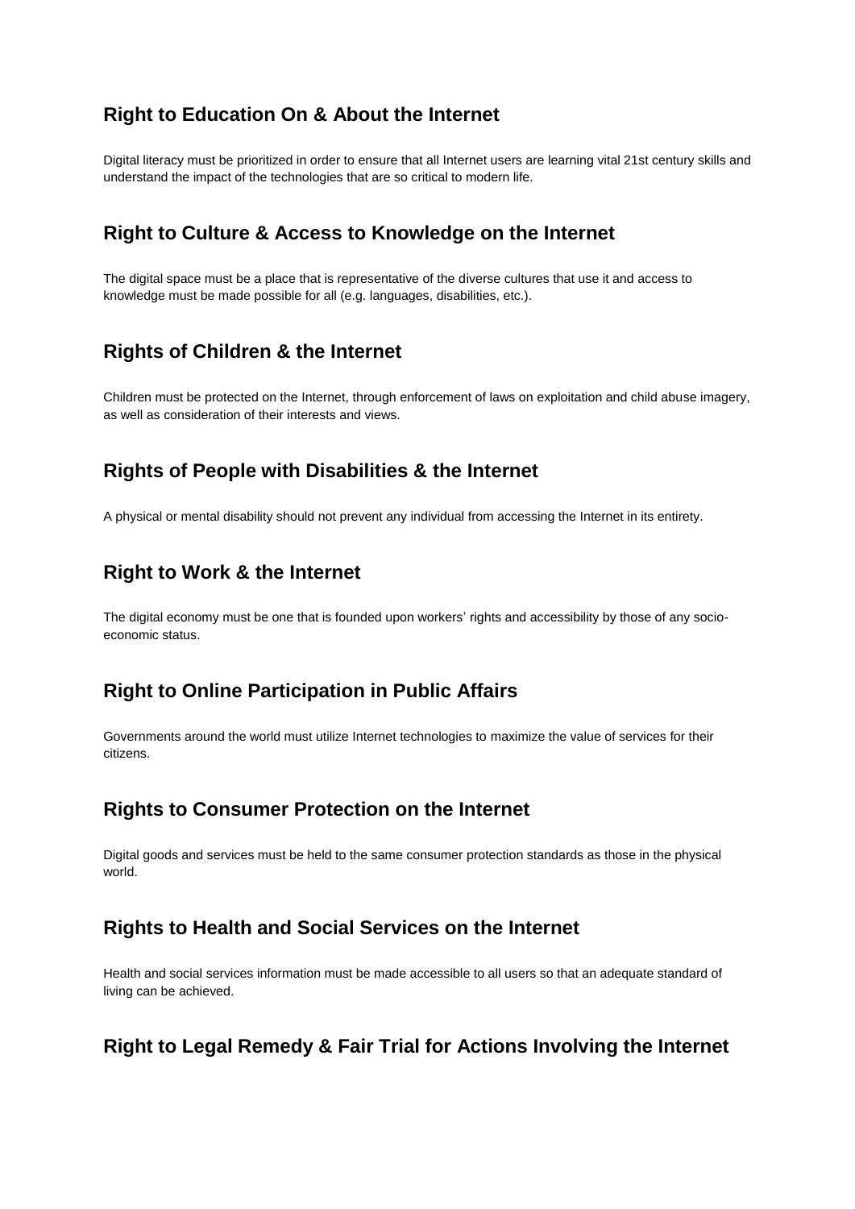## Right to Education On & About the Internet

Digital literacy must be prioritized in order to ensure that all Internet users are learning vital 21st century skills and understand the impact of the technologies that are so critical to modern life.

## Right to Culture & Access to Knowledge on the Internet

The digital space must be a place that is representative of the diverse cultures that use it and access to knowledge must be made possible for all (e.g. languages, disabilities, etc.).

## Rights of Children & the Internet

Children must be protected on the Internet, through enforcement of laws on exploitation and child abuse imagery, as well as consideration of their interests and views.

## Rights of People with Disabilities & the Internet

A physical or mental disability should not prevent any individual from accessing the Internet in its entirety.

## Right to Work & the Internet

The digital economy must be one that is founded upon workers' rights and accessibility by those of any socio-economic status.

## Right to Online Participation in Public Affairs

Governments around the world must utilize Internet technologies to maximize the value of services for their citizens.

## Rights to Consumer Protection on the Internet

Digital goods and services must be held to the same consumer protection standards as those in the physical world.

## Rights to Health and Social Services on the Internet

Health and social services information must be made accessible to all users so that an adequate standard of living can be achieved.

## Right to Legal Remedy & Fair Trial for Actions Involving the Internet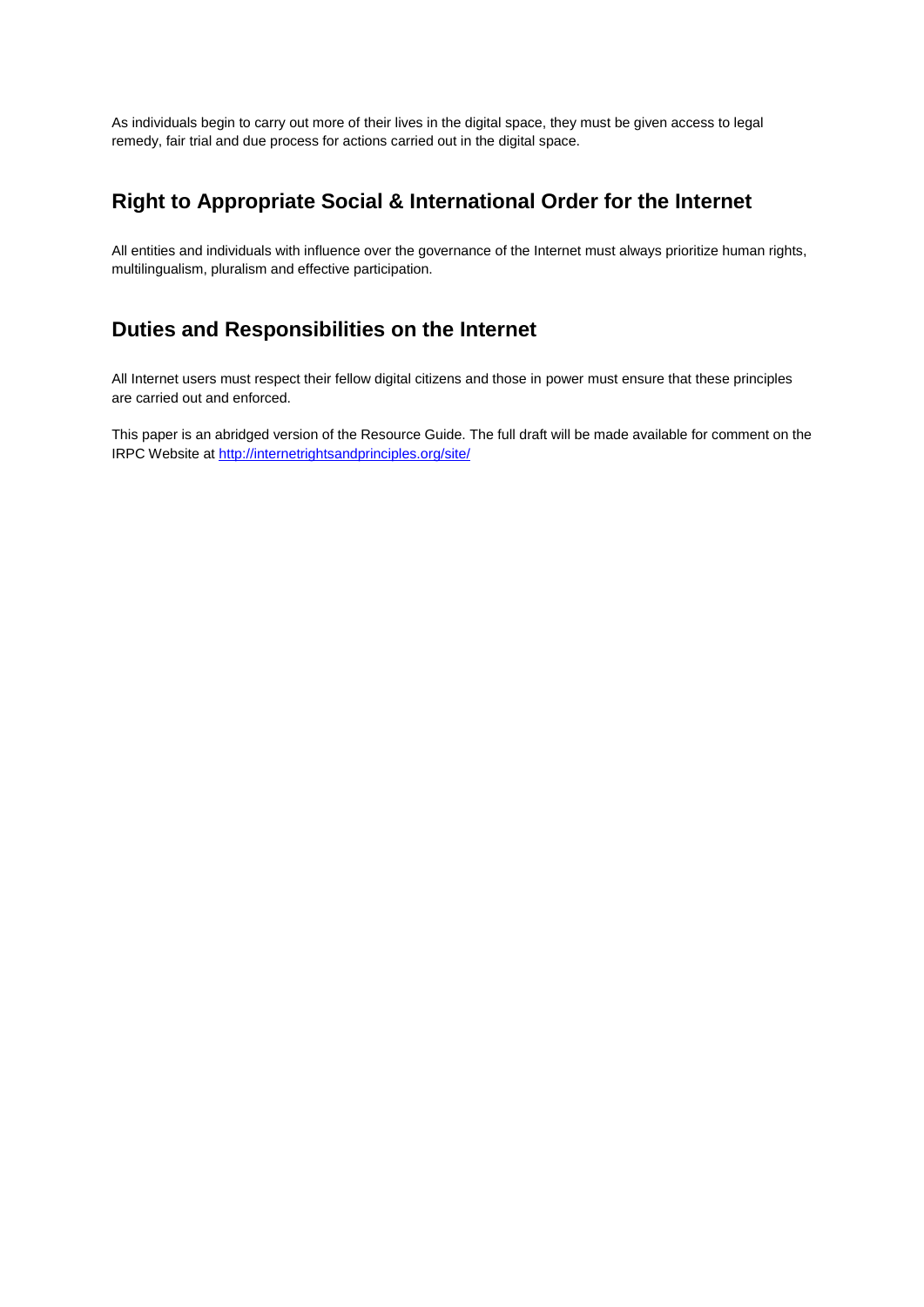As individuals begin to carry out more of their lives in the digital space, they must be given access to legal remedy, fair trial and due process for actions carried out in the digital space.

## Right to Appropriate Social & International Order for the Internet

All entities and individuals with influence over the governance of the Internet must always prioritize human rights, multilingualism, pluralism and effective participation.

## Duties and Responsibilities on the Internet

All Internet users must respect their fellow digital citizens and those in power must ensure that these principles are carried out and enforced.

This paper is an abridged version of the Resource Guide. The full draft will be made available for comment on the IRPC Website at http://internetrightsandprinciples.org/site/